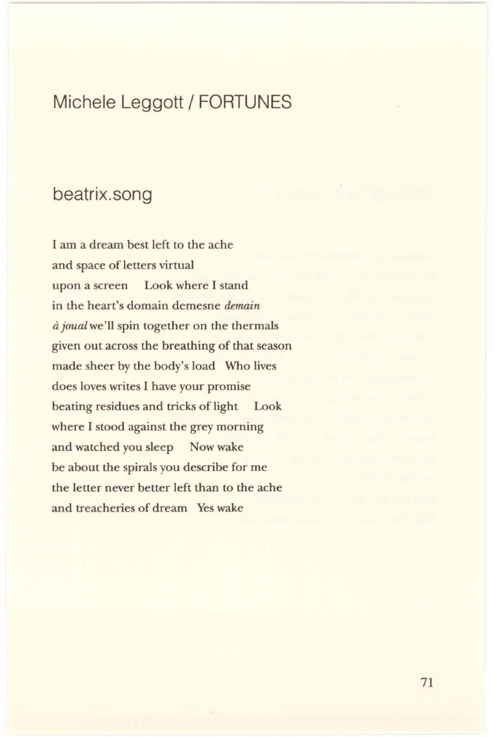# Michele Leggott / FORTUNES

## beatrix.song

I am a dream best left to the ache  
and space of letters virtual  
upon a screen    Look where I stand  
in the heart's domain demesne *demain*  
*à joual* we'll spin together on the thermals  
given out across the breathing of that season  
made sheer by the body's load    Who lives  
does loves writes I have your promise  
beating residues and tricks of light    Look  
where I stood against the grey morning  
and watched you sleep    Now wake  
be about the spirals you describe for me  
the letter never better left than to the ache  
and treacheries of dream    Yes wake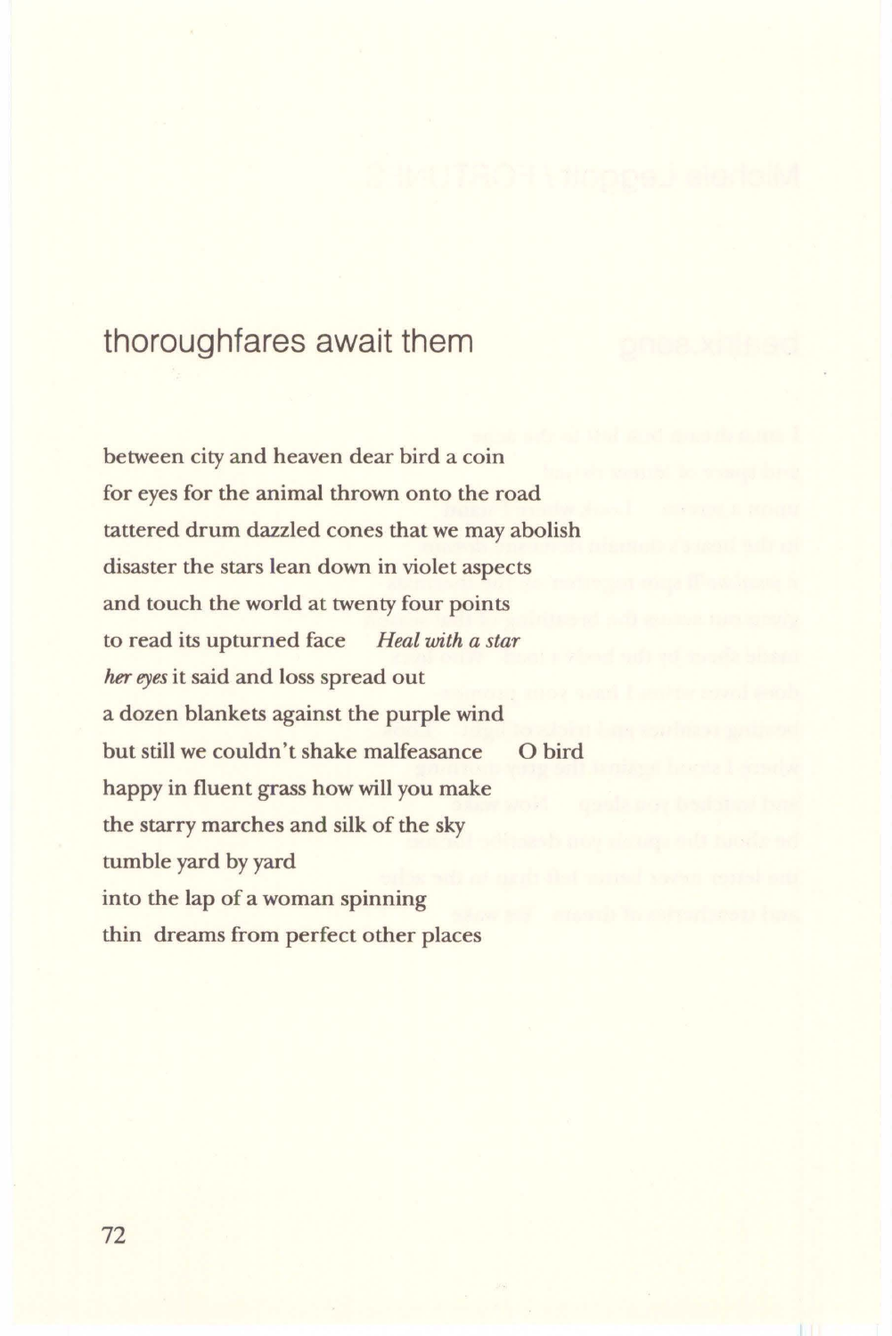## thoroughfares await them

between city and heaven dear bird a coin  
for eyes for the animal thrown onto the road  
tattered drum dazzled cones that we may abolish  
disaster the stars lean down in violet aspects  
and touch the world at twenty four points  
to read its upturned face     *Heal with a star*  
*her eyes* it said and loss spread out  
a dozen blankets against the purple wind  
but still we couldn't shake malfeasance     O bird  
happy in fluent grass how will you make  
the starry marches and silk of the sky  
tumble yard by yard  
into the lap of a woman spinning  
thin  dreams from perfect other places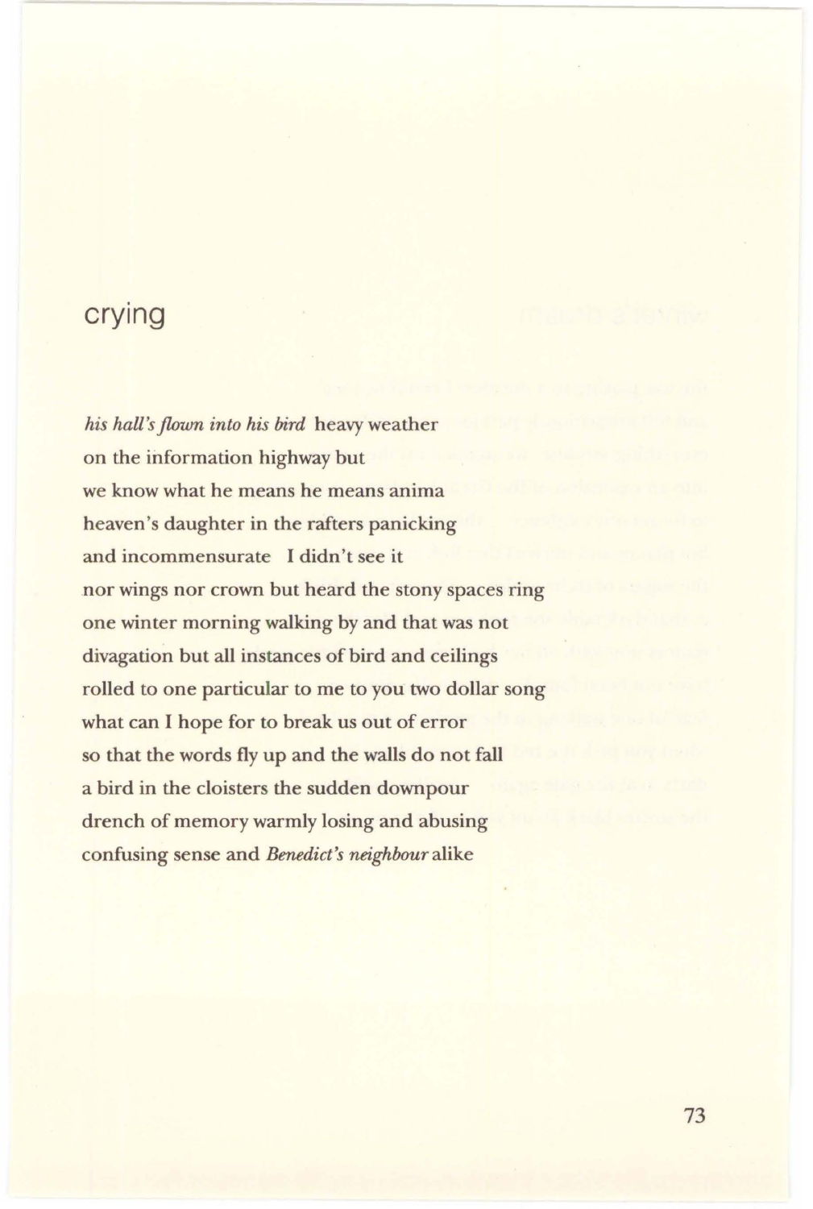# crying

*his hall's flown into his bird* heavy weather
on the information highway but
we know what he means he means anima
heaven's daughter in the rafters panicking
and incommensurate   I didn't see it
nor wings nor crown but heard the stony spaces ring
one winter morning walking by and that was not
divagation but all instances of bird and ceilings
rolled to one particular to me to you two dollar song
what can I hope for to break us out of error
so that the words fly up and the walls do not fall
a bird in the cloisters the sudden downpour
drench of memory warmly losing and abusing
confusing sense and *Benedict's neighbour* alike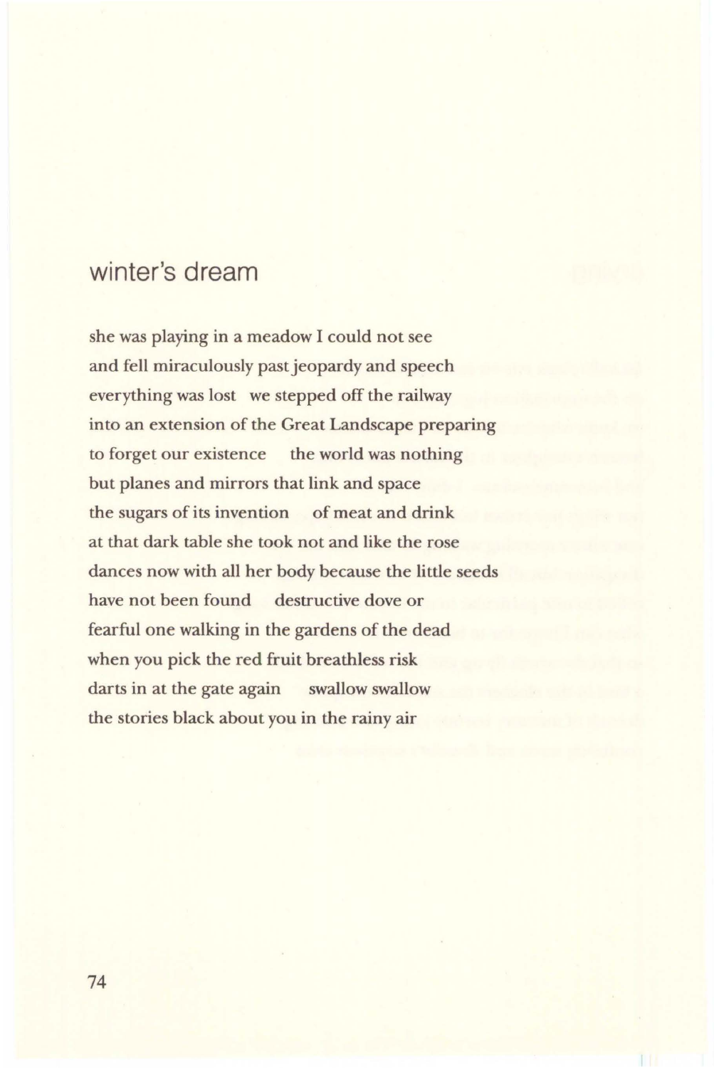# winter's dream

she was playing in a meadow I could not see  
and fell miraculously past jeopardy and speech  
everything was lost   we stepped off the railway  
into an extension of the Great Landscape preparing  
to forget our existence   the world was nothing  
but planes and mirrors that link and space  
the sugars of its invention   of meat and drink  
at that dark table she took not and like the rose  
dances now with all her body because the little seeds  
have not been found   destructive dove or  
fearful one walking in the gardens of the dead  
when you pick the red fruit breathless risk  
darts in at the gate again   swallow swallow  
the stories black about you in the rainy air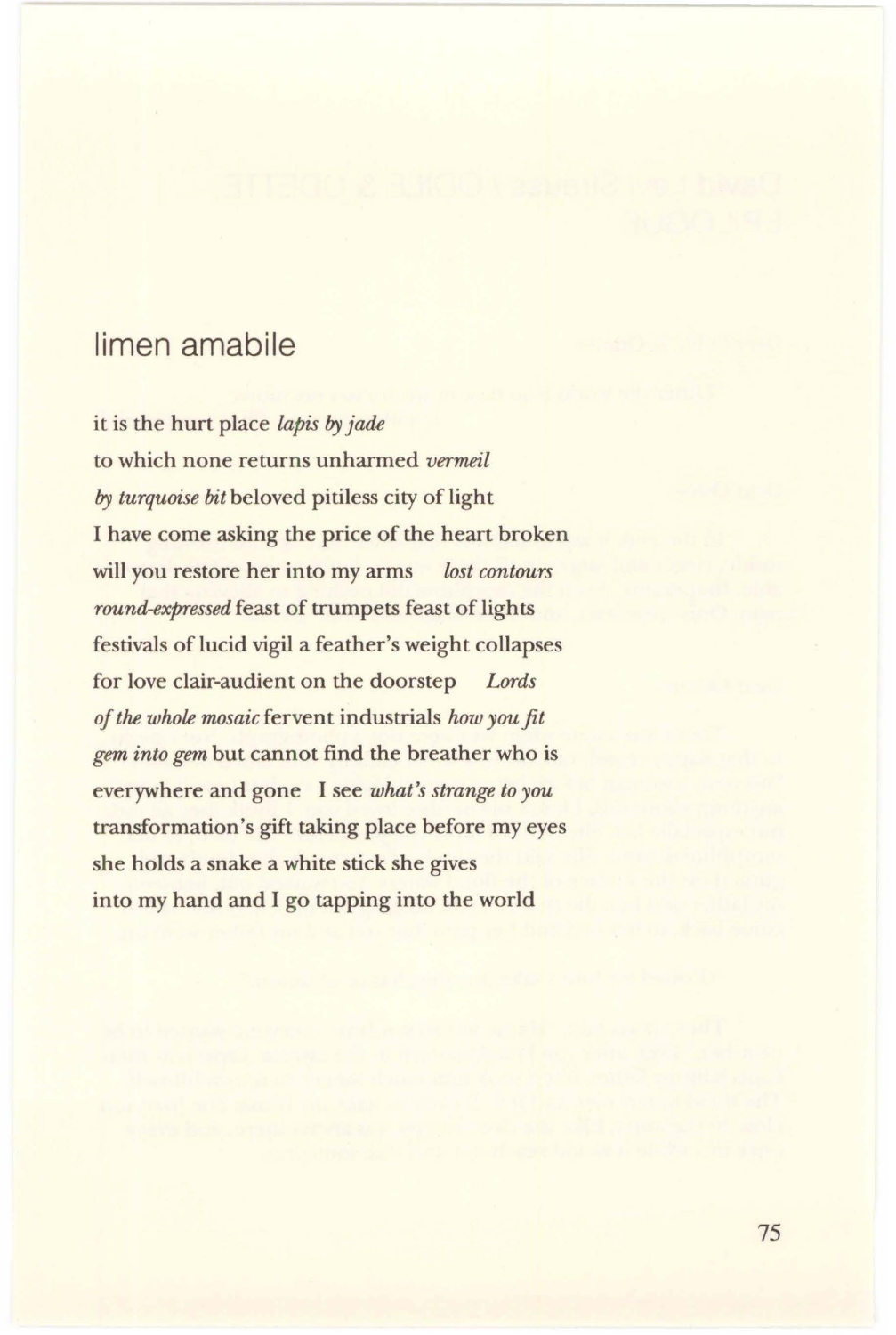## limen amabile

it is the hurt place *lapis by jade*
to which none returns unharmed *vermeil*
*by turquoise bit* beloved pitiless city of light
I have come asking the price of the heart broken
will you restore her into my arms *lost contours*
*round-expressed* feast of trumpets feast of lights
festivals of lucid vigil a feather's weight collapses
for love clair-audient on the doorstep *Lords*
*of the whole mosaic* fervent industrials *how you fit*
*gem into gem* but cannot find the breather who is
everywhere and gone I see *what's strange to you*
transformation's gift taking place before my eyes
she holds a snake a white stick she gives
into my hand and I go tapping into the world